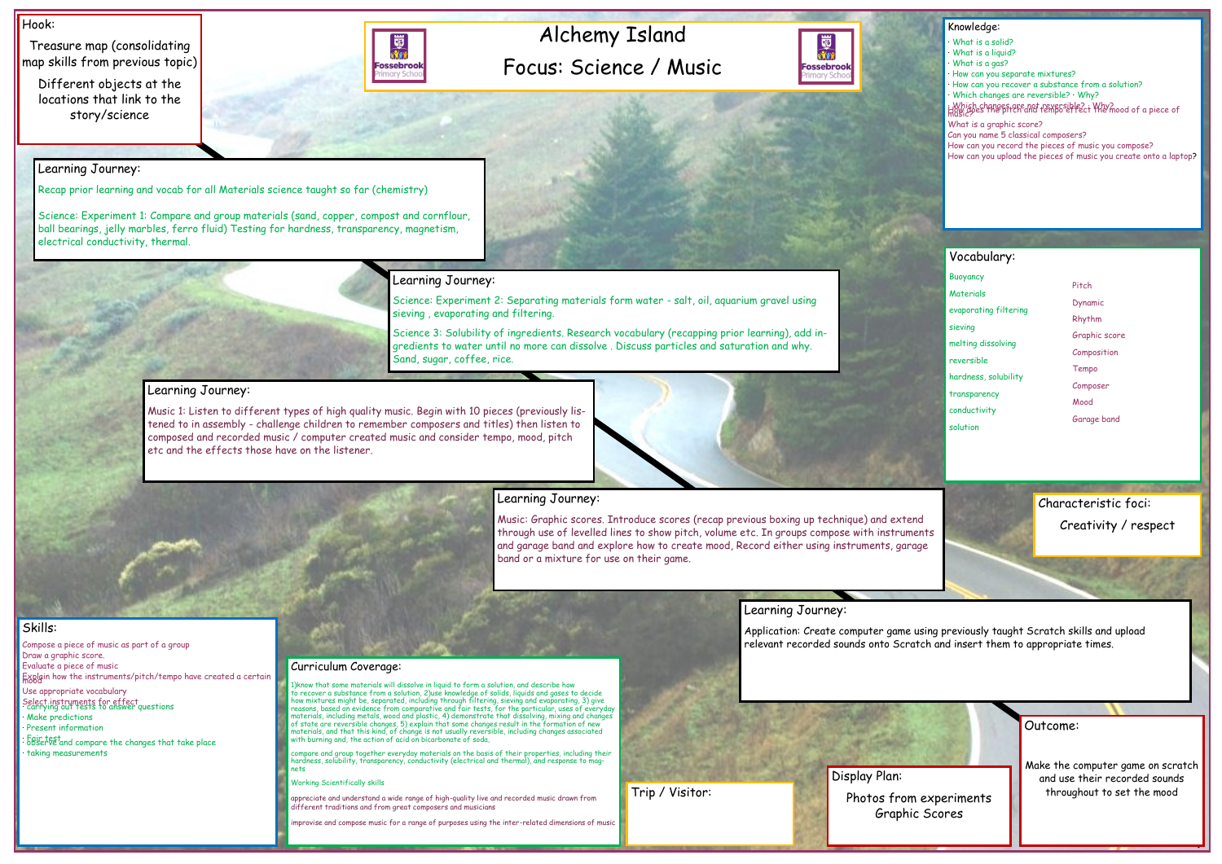# Alchemy Island

## Focus: Science / Music

## Hook:

Treasure map (consolidating map skills from previous topic)

Different objects at the locations that link to the story/science

## Knowledge:

- What is a solid?
- What is a liquid?
- What is a gas?
- How can you separate mixtures?
- How can you recover a substance from a solution?
- Which changes are reversible? · Why?
- Which changes are not reversible? · Why?

How does the pitch and tempo effect the mood of a piece of music?

What is a graphic score?

Can you name 5 classical composers?

How can you record the pieces of music you compose?

How can you upload the pieces of music you create onto a laptop?

## Learning Journey:

Recap prior learning and vocab for all Materials science taught so far (chemistry)

Science: Experiment 1: Compare and group materials (sand, copper, compost and cornflour, ball bearings, jelly marbles, ferro fluid) Testing for hardness, transparency, magnetism, electrical conductivity, thermal.

## Learning Journey:

Science: Experiment 2: Separating materials form water - salt, oil, aquarium gravel using sieving , evaporating and filtering.

Science 3: Solubility of ingredients. Research vocabulary (recapping prior learning), add ingredients to water until no more can dissolve . Discuss particles and saturation and why. Sand, sugar, coffee, rice.

## Learning Journey:

Music 1: Listen to different types of high quality music. Begin with 10 pieces (previously listened to in assembly - challenge children to remember composers and titles) then listen to composed and recorded music / computer created music and consider tempo, mood, pitch etc and the effects those have on the listener.

## Learning Journey:

Music: Graphic scores. Introduce scores (recap previous boxing up technique) and extend through use of levelled lines to show pitch, volume etc. In groups compose with instruments and garage band and explore how to create mood, Record either using instruments, garage band or a mixture for use on their game.

## Learning Journey:

Application: Create computer game using previously taught Scratch skills and upload relevant recorded sounds onto Scratch and insert them to appropriate times.

## Vocabulary:

| | |
|---|---|
| Buoyancy | Pitch |
| Materials | Dynamic |
| evaporating filtering | Rhythm |
| sieving | Graphic score |
| melting dissolving | Composition |
| reversible | Tempo |
| hardness, solubility | Composer |
| transparency | Mood |
| conductivity | Garage band |
| solution | |

## Characteristic foci:

Creativity / respect

## Skills:

Compose a piece of music as part of a group

Draw a graphic score.

Evaluate a piece of music

Explain how the instruments/pitch/tempo have created a certain mood

Use appropriate vocabulary

Select instruments for effect

- carrying out tests to answer questions
- Make predictions
- Present information
- Fair test
- observe and compare the changes that take place
- taking measurements

## Curriculum Coverage:

1)know that some materials will dissolve in liquid to form a solution, and describe how to recover a substance from a solution, 2)use knowledge of solids, liquids and gases to decide how mixtures might be separated, including through filtering, sieving and evaporating, 3) give reasons, based on evidence from comparative and fair tests, for the particular, uses of everyday materials, including metals, wood and plastic, 4) demonstrate that dissolving, mixing and changes of state are reversible changes, 5) explain that some changes result in the formation of new materials, and that this kind, of change is not usually reversible, including changes associated with burning and, the action of acid on bicarbonate of soda,

compare and group together everyday materials on the basis of their properties, including their hardness, solubility, transparency, conductivity (electrical and thermal), and response to magnets

Working Scientifically skills

appreciate and understand a wide range of high-quality live and recorded music drawn from different traditions and from great composers and musicians

improvise and compose music for a range of purposes using the inter-related dimensions of music

## Trip / Visitor:

## Display Plan:

Photos from experiments

Graphic Scores

## Outcome:

Make the computer game on scratch and use their recorded sounds throughout to set the mood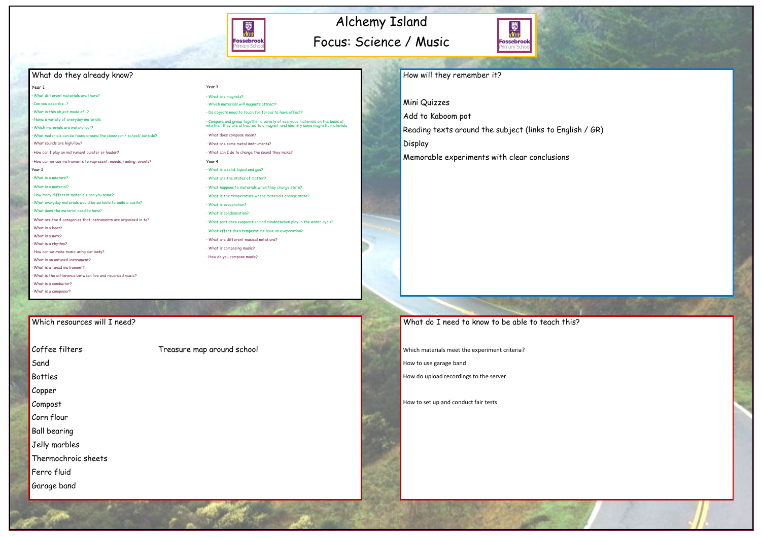# Alchemy Island

## Focus: Science / Music

## What do they already know?

**Year 1**

- What different materials are there?
- Can you describe…?
- What is this object made of…?
- Name a variety of everyday materials
- Which materials are waterproof?
- What materials can be found around the classroom/ school/ outside?
- What sounds are high/low?
- How can I play an instrument quieter or louder?
- How can we use instruments to represent, moods, feeling, events?

**Year 2**

- What is a mixture?
- What is a material?
- How many different materials can you name?
- What everyday materials would be suitable to build a castle?
- What does the material need to have?
- What are the 4 categories that instruments are organised in to?
- What is a beat?
- What is a note?
- What is a rhythm?
- How can we make music using our body?
- What is an untuned instrument?
- What is a tuned instrument?
- What is the difference between live and recorded music?
- What is a conductor?
- What is a composer?

**Year 3**

- What are magnets?
- Which materials will magnets attract?
- Do objects need to touch for forces to have effect?
- Compare and group together a variety of everyday materials on the basis of whether they are attracted to a magnet, and identify some magnetic materials
- What does compose mean?
- What are some metal instruments?
- What can I do to change the sound they make?

**Year 4**

- What is a solid, liquid and gas?
- What are the states of matter?
- What happens to materials when they change state?
- What is the temperature where materials change state?
- What is evaporation?
- What is condensation?
- What part does evaporation and condensation play in the water cycle?
- What effect does temperature have on evaporation?
- What are different musical notations?
- What is composing music?
- How do you compose music?

## How will they remember it?

Mini Quizzes

Add to Kaboom pot

Reading texts around the subject (links to English / GR)

Display

Memorable experiments with clear conclusions

## Which resources will I need?

Coffee filters

Sand

Bottles

Copper

Compost

Corn flour

Ball bearing

Jelly marbles

Thermochroic sheets

Ferro fluid

Garage band

Treasure map around school

## What do I need to know to be able to teach this?

Which materials meet the experiment criteria?

How to use garage band

How do upload recordings to the server

How to set up and conduct fair tests